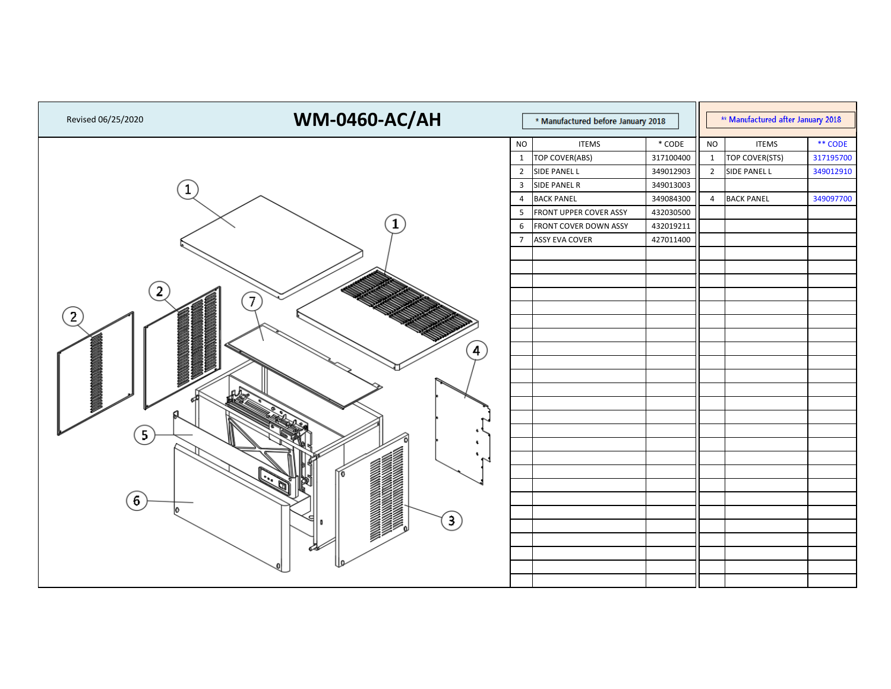Revised 06/25/2020

# WM-0460-AC/AH

| NO | ITEMS | * CODE | NO | ITEMS | ** CODE |
|---|---|---|---|---|---|
| | * Manufactured before January 2018 | | | ** Manufactured after January 2018 | |
| 1 | TOP COVER(ABS) | 317100400 | 1 | TOP COVER(STS) | 317195700 |
| 2 | SIDE PANEL L | 349012903 | 2 | SIDE PANEL L | 349012910 |
| 3 | SIDE PANEL R | 349013003 | | | |
| 4 | BACK PANEL | 349084300 | 4 | BACK PANEL | 349097700 |
| 5 | FRONT UPPER COVER ASSY | 432030500 | | | |
| 6 | FRONT COVER DOWN ASSY | 432019211 | | | |
| 7 | ASSY EVA COVER | 427011400 | | | |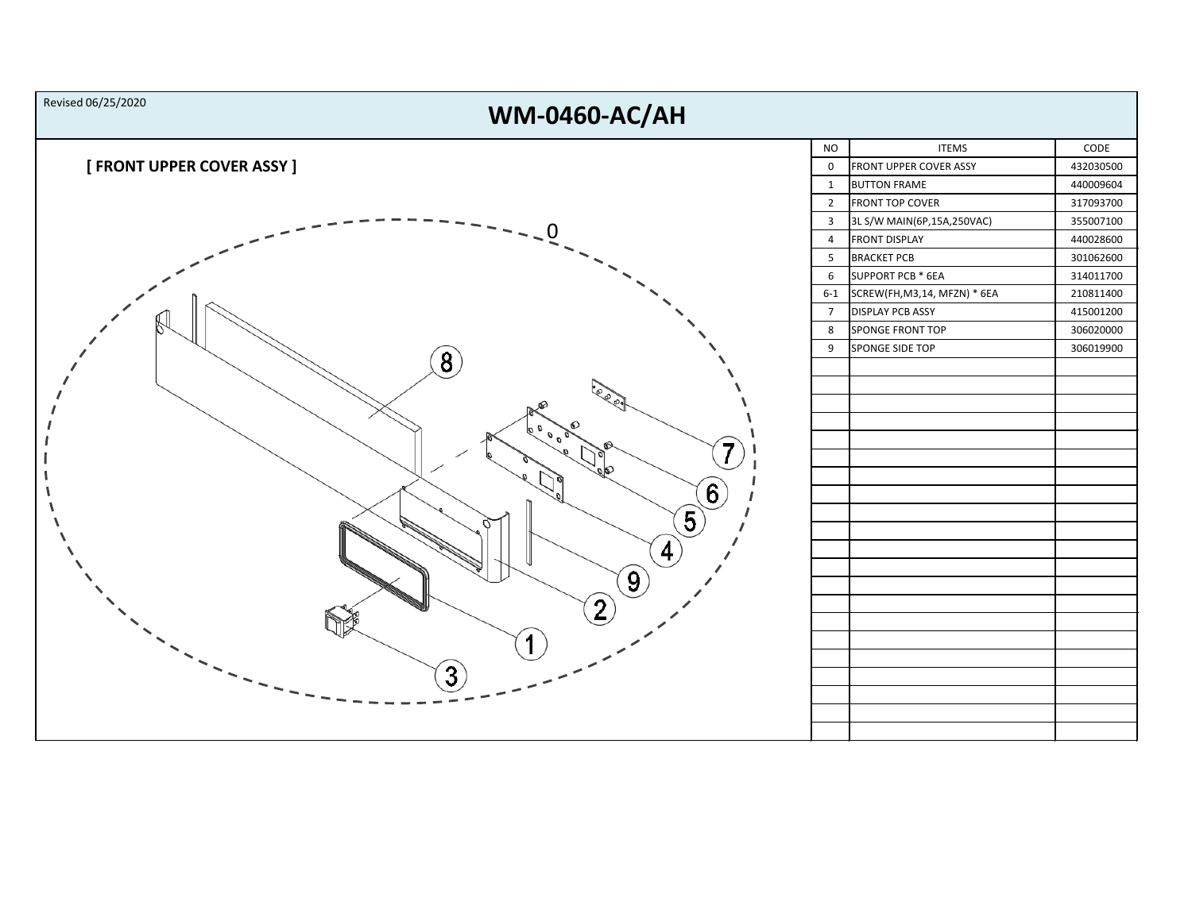Revised 06/25/2020

# WM-0460-AC/AH

**[ FRONT UPPER COVER ASSY ]**

| NO | ITEMS | CODE |
|---|---|---|
| 0 | FRONT UPPER COVER ASSY | 432030500 |
| 1 | BUTTON FRAME | 440009604 |
| 2 | FRONT TOP COVER | 317093700 |
| 3 | 3L S/W MAIN(6P,15A,250VAC) | 355007100 |
| 4 | FRONT DISPLAY | 440028600 |
| 5 | BRACKET PCB | 301062600 |
| 6 | SUPPORT PCB * 6EA | 314011700 |
| 6-1 | SCREW(FH,M3,14, MFZN) * 6EA | 210811400 |
| 7 | DISPLAY PCB ASSY | 415001200 |
| 8 | SPONGE FRONT TOP | 306020000 |
| 9 | SPONGE SIDE TOP | 306019900 |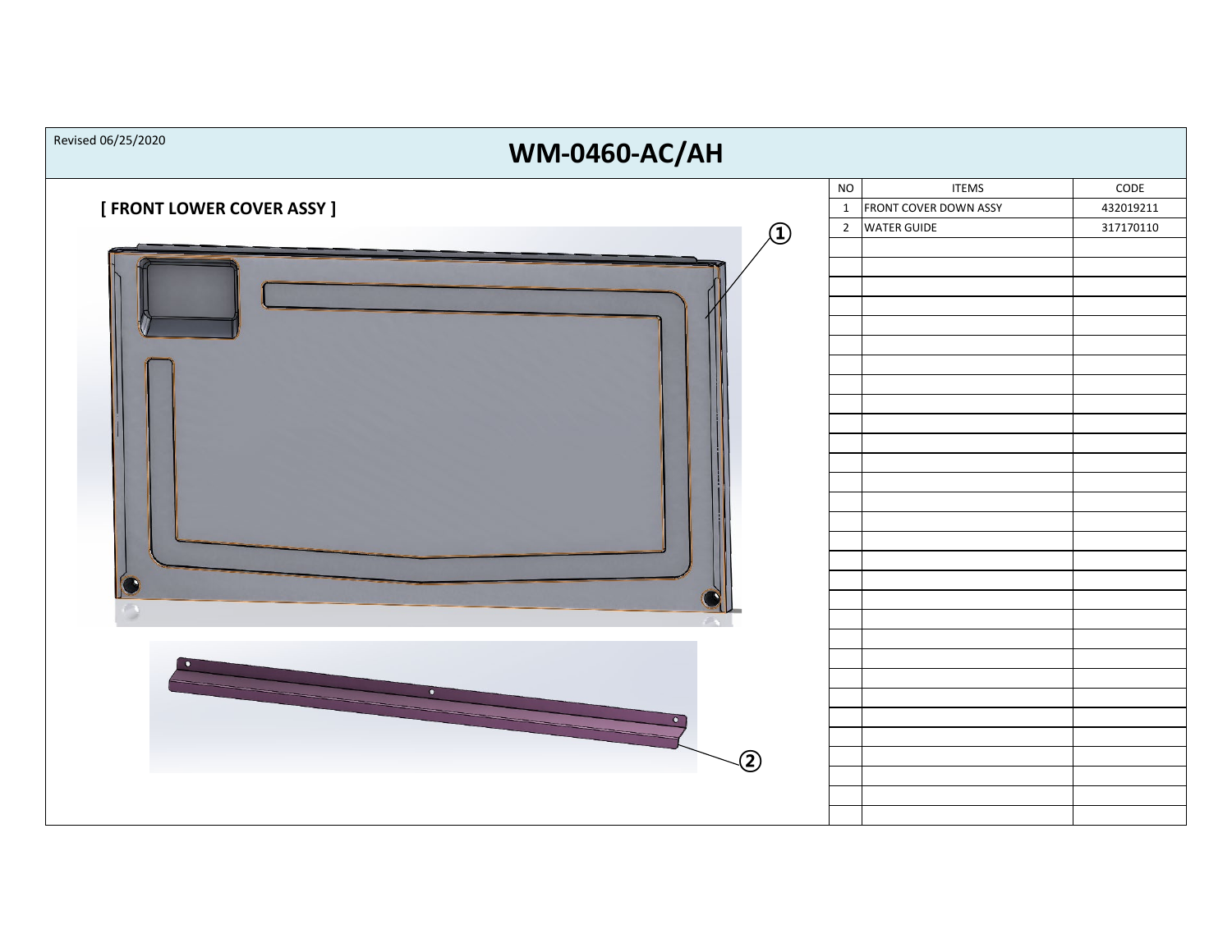Revised 06/25/2020

# WM-0460-AC/AH

## [ FRONT LOWER COVER ASSY ]

①

②

| NO | ITEMS | CODE |
|---|---|---|
| 1 | FRONT COVER DOWN ASSY | 432019211 |
| 2 | WATER GUIDE | 317170110 |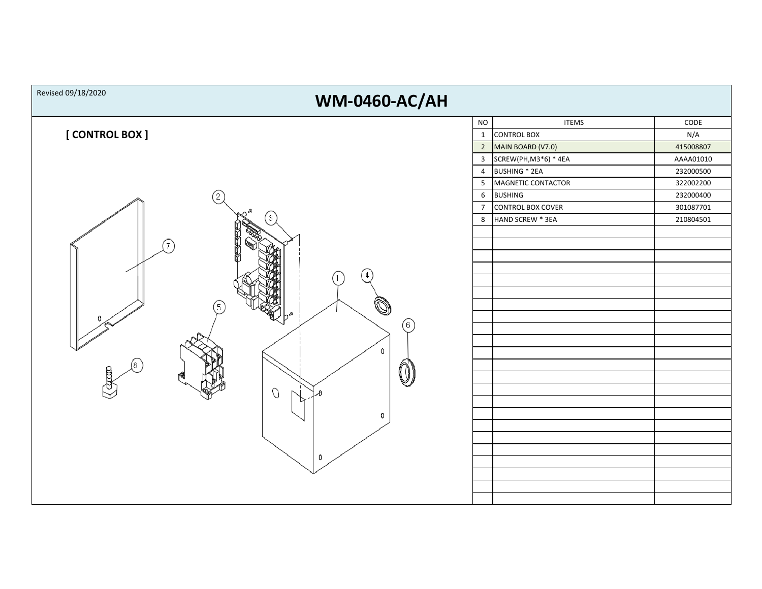Revised 09/18/2020

# WM-0460-AC/AH

## [ CONTROL BOX ]

| NO | ITEMS | CODE |
|---|---|---|
| 1 | CONTROL BOX | N/A |
| 2 | MAIN BOARD (V7.0) | 415008807 |
| 3 | SCREW(PH,M3*6) * 4EA | AAAA01010 |
| 4 | BUSHING * 2EA | 232000500 |
| 5 | MAGNETIC CONTACTOR | 322002200 |
| 6 | BUSHING | 232000400 |
| 7 | CONTROL BOX COVER | 301087701 |
| 8 | HAND SCREW * 3EA | 210804501 |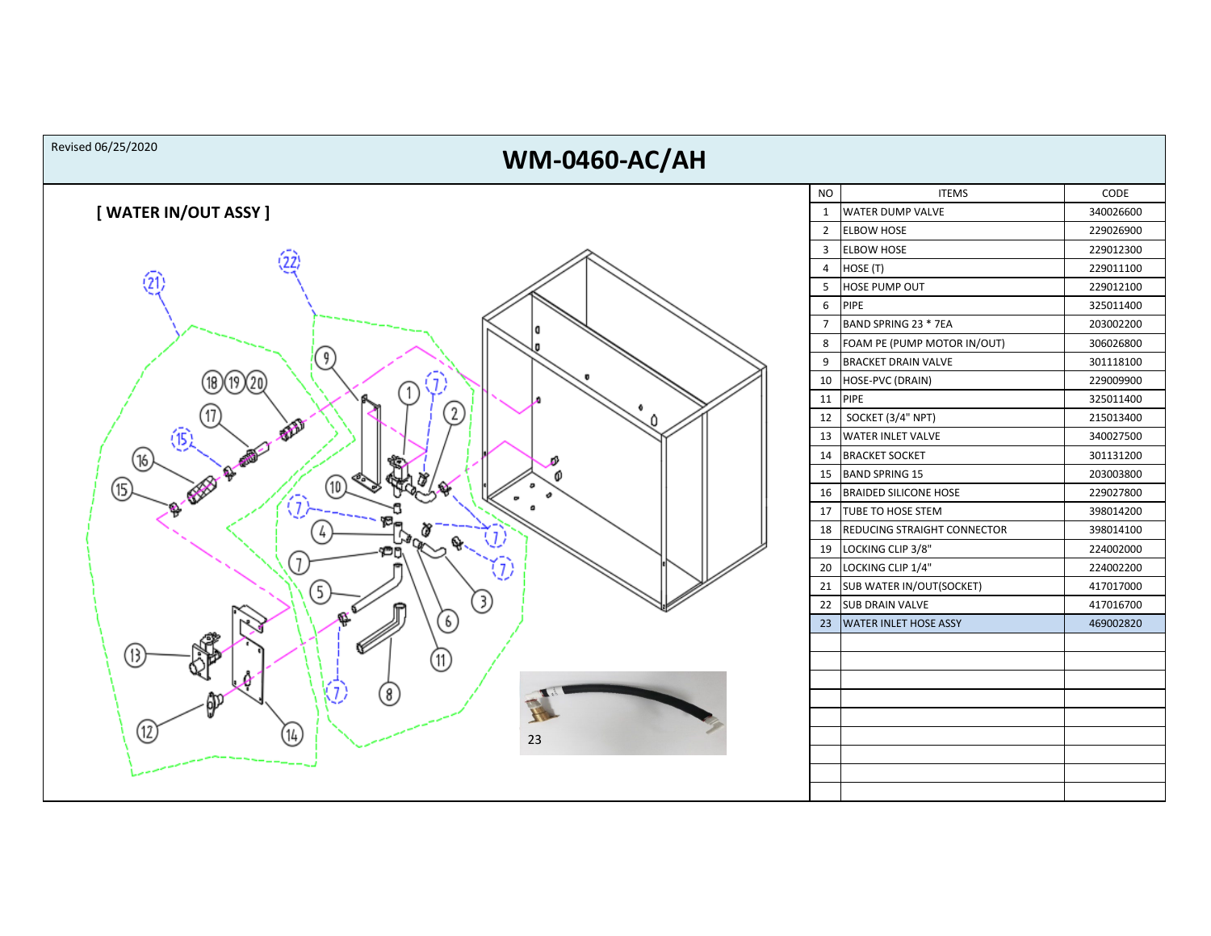Revised 06/25/2020

# WM-0460-AC/AH

## [ WATER IN/OUT ASSY ]

| NO | ITEMS | CODE |
|---|---|---|
| 1 | WATER DUMP VALVE | 340026600 |
| 2 | ELBOW HOSE | 229026900 |
| 3 | ELBOW HOSE | 229012300 |
| 4 | HOSE (T) | 229011100 |
| 5 | HOSE PUMP OUT | 229012100 |
| 6 | PIPE | 325011400 |
| 7 | BAND SPRING 23 * 7EA | 203002200 |
| 8 | FOAM PE (PUMP MOTOR IN/OUT) | 306026800 |
| 9 | BRACKET DRAIN VALVE | 301118100 |
| 10 | HOSE-PVC (DRAIN) | 229009900 |
| 11 | PIPE | 325011400 |
| 12 | SOCKET (3/4" NPT) | 215013400 |
| 13 | WATER INLET VALVE | 340027500 |
| 14 | BRACKET SOCKET | 301131200 |
| 15 | BAND SPRING 15 | 203003800 |
| 16 | BRAIDED SILICONE HOSE | 229027800 |
| 17 | TUBE TO HOSE STEM | 398014200 |
| 18 | REDUCING STRAIGHT CONNECTOR | 398014100 |
| 19 | LOCKING CLIP 3/8" | 224002000 |
| 20 | LOCKING CLIP 1/4" | 224002200 |
| 21 | SUB WATER IN/OUT(SOCKET) | 417017000 |
| 22 | SUB DRAIN VALVE | 417016700 |
| 23 | WATER INLET HOSE ASSY | 469002820 |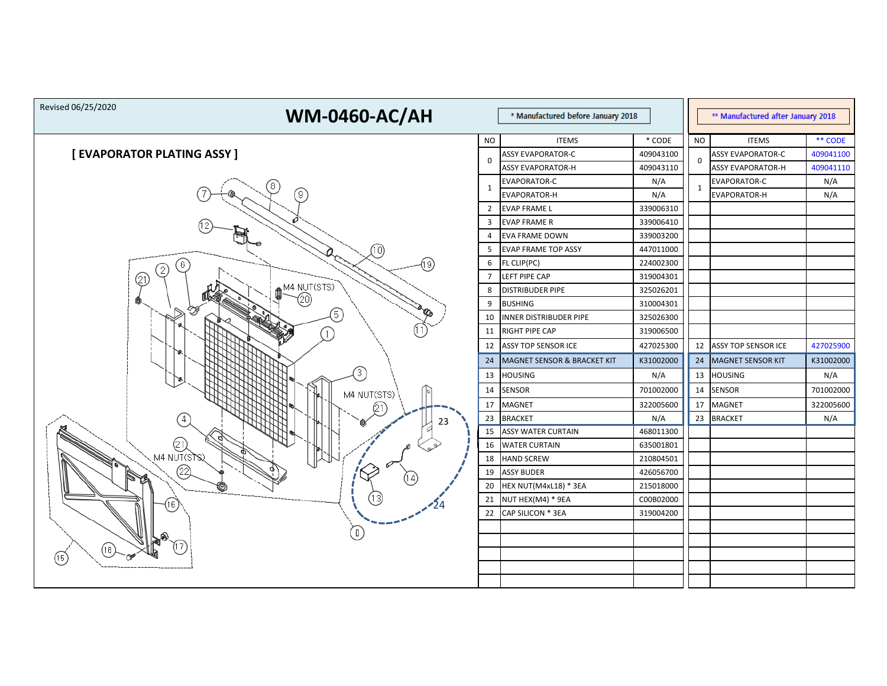Revised 06/25/2020

# WM-0460-AC/AH

## [ EVAPORATOR PLATING ASSY ]

| NO | ITEMS | * CODE | NO | ITEMS | ** CODE |
|---|---|---|---|---|---|
| | * Manufactured before January 2018 | | | ** Manufactured after January 2018 | |
| 0 | ASSY EVAPORATOR-C | 409043100 | 0 | ASSY EVAPORATOR-C | 409041100 |
| | ASSY EVAPORATOR-H | 409043110 | | ASSY EVAPORATOR-H | 409041110 |
| 1 | EVAPORATOR-C | N/A | 1 | EVAPORATOR-C | N/A |
| | EVAPORATOR-H | N/A | | EVAPORATOR-H | N/A |
| 2 | EVAP FRAME L | 339006310 | | | |
| 3 | EVAP FRAME R | 339006410 | | | |
| 4 | EVA FRAME DOWN | 339003200 | | | |
| 5 | EVAP FRAME TOP ASSY | 447011000 | | | |
| 6 | FL CLIP(PC) | 224002300 | | | |
| 7 | LEFT PIPE CAP | 319004301 | | | |
| 8 | DISTRIBUDER PIPE | 325026201 | | | |
| 9 | BUSHING | 310004301 | | | |
| 10 | INNER DISTRIBUDER PIPE | 325026300 | | | |
| 11 | RIGHT PIPE CAP | 319006500 | | | |
| 12 | ASSY TOP SENSOR ICE | 427025300 | 12 | ASSY TOP SENSOR ICE | 427025900 |
| 24 | MAGNET SENSOR & BRACKET KIT | K31002000 | 24 | MAGNET SENSOR KIT | K31002000 |
| 13 | HOUSING | N/A | 13 | HOUSING | N/A |
| 14 | SENSOR | 701002000 | 14 | SENSOR | 701002000 |
| 17 | MAGNET | 322005600 | 17 | MAGNET | 322005600 |
| 23 | BRACKET | N/A | 23 | BRACKET | N/A |
| 15 | ASSY WATER CURTAIN | 468011300 | | | |
| 16 | WATER CURTAIN | 635001801 | | | |
| 18 | HAND SCREW | 210804501 | | | |
| 19 | ASSY BUDER | 426056700 | | | |
| 20 | HEX NUT(M4xL18) * 3EA | 215018000 | | | |
| 21 | NUT HEX(M4) * 9EA | C00B02000 | | | |
| 22 | CAP SILICON * 3EA | 319004200 | | | |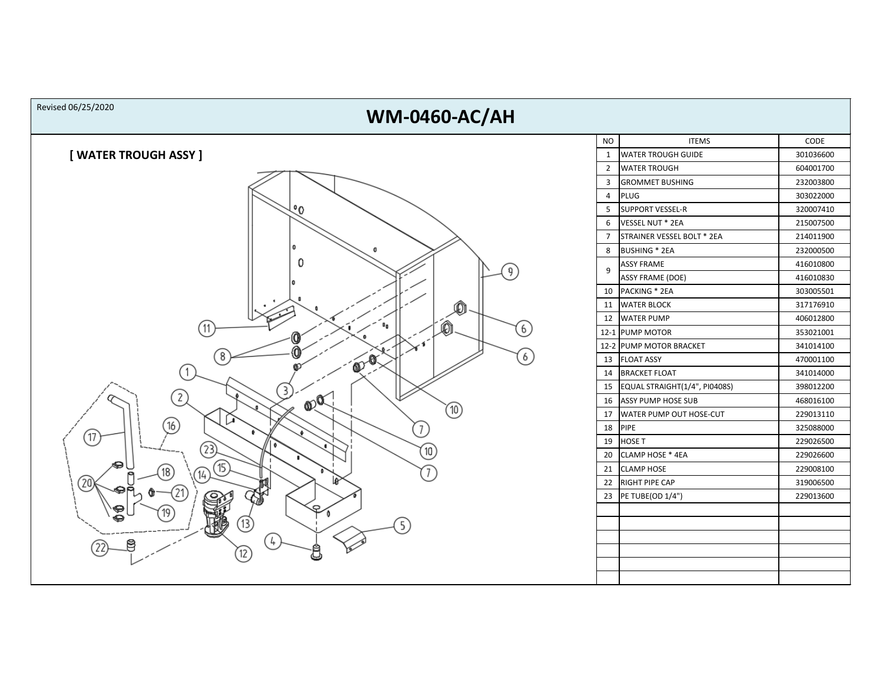Revised 06/25/2020

# WM-0460-AC/AH

## [ WATER TROUGH ASSY ]

| NO | ITEMS | CODE |
|---|---|---|
| 1 | WATER TROUGH GUIDE | 301036600 |
| 2 | WATER TROUGH | 604001700 |
| 3 | GROMMET BUSHING | 232003800 |
| 4 | PLUG | 303022000 |
| 5 | SUPPORT VESSEL-R | 320007410 |
| 6 | VESSEL NUT * 2EA | 215007500 |
| 7 | STRAINER VESSEL BOLT * 2EA | 214011900 |
| 8 | BUSHING * 2EA | 232000500 |
| 9 | ASSY FRAME | 416010800 |
| | ASSY FRAME (DOE) | 416010830 |
| 10 | PACKING * 2EA | 303005501 |
| 11 | WATER BLOCK | 317176910 |
| 12 | WATER PUMP | 406012800 |
| 12-1 | PUMP MOTOR | 353021001 |
| 12-2 | PUMP MOTOR BRACKET | 341014100 |
| 13 | FLOAT ASSY | 470001100 |
| 14 | BRACKET FLOAT | 341014000 |
| 15 | EQUAL STRAIGHT(1/4", PI0408S) | 398012200 |
| 16 | ASSY PUMP HOSE SUB | 468016100 |
| 17 | WATER PUMP OUT HOSE-CUT | 229013110 |
| 18 | PIPE | 325088000 |
| 19 | HOSE T | 229026500 |
| 20 | CLAMP HOSE * 4EA | 229026600 |
| 21 | CLAMP HOSE | 229008100 |
| 22 | RIGHT PIPE CAP | 319006500 |
| 23 | PE TUBE(OD 1/4") | 229013600 |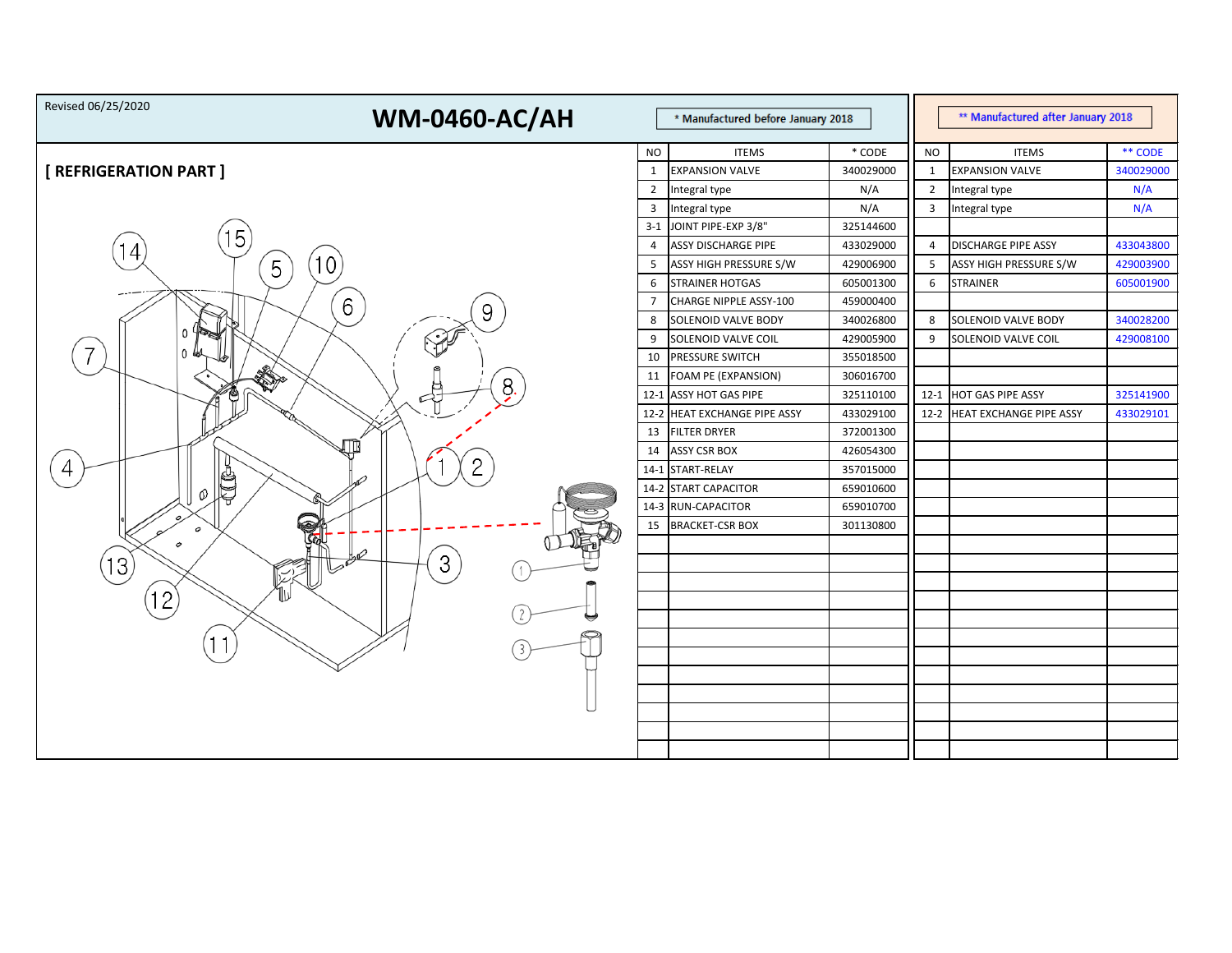Revised 06/25/2020

# WM-0460-AC/AH

## [ REFRIGERATION PART ]

| * Manufactured before January 2018 | | | ** Manufactured after January 2018 | | |
|---|---|---|---|---|---|
| NO | ITEMS | * CODE | NO | ITEMS | ** CODE |
| 1 | EXPANSION VALVE | 340029000 | 1 | EXPANSION VALVE | 340029000 |
| 2 | Integral type | N/A | 2 | Integral type | N/A |
| 3 | Integral type | N/A | 3 | Integral type | N/A |
| 3-1 | JOINT PIPE-EXP 3/8" | 325144600 | | | |
| 4 | ASSY DISCHARGE PIPE | 433029000 | 4 | DISCHARGE PIPE ASSY | 433043800 |
| 5 | ASSY HIGH PRESSURE S/W | 429006900 | 5 | ASSY HIGH PRESSURE S/W | 429003900 |
| 6 | STRAINER HOTGAS | 605001300 | 6 | STRAINER | 605001900 |
| 7 | CHARGE NIPPLE ASSY-100 | 459000400 | | | |
| 8 | SOLENOID VALVE BODY | 340026800 | 8 | SOLENOID VALVE BODY | 340028200 |
| 9 | SOLENOID VALVE COIL | 429005900 | 9 | SOLENOID VALVE COIL | 429008100 |
| 10 | PRESSURE SWITCH | 355018500 | | | |
| 11 | FOAM PE (EXPANSION) | 306016700 | | | |
| 12-1 | ASSY HOT GAS PIPE | 325110100 | 12-1 | HOT GAS PIPE ASSY | 325141900 |
| 12-2 | HEAT EXCHANGE PIPE ASSY | 433029100 | 12-2 | HEAT EXCHANGE PIPE ASSY | 433029101 |
| 13 | FILTER DRYER | 372001300 | | | |
| 14 | ASSY CSR BOX | 426054300 | | | |
| 14-1 | START-RELAY | 357015000 | | | |
| 14-2 | START CAPACITOR | 659010600 | | | |
| 14-3 | RUN-CAPACITOR | 659010700 | | | |
| 15 | BRACKET-CSR BOX | 301130800 | | | |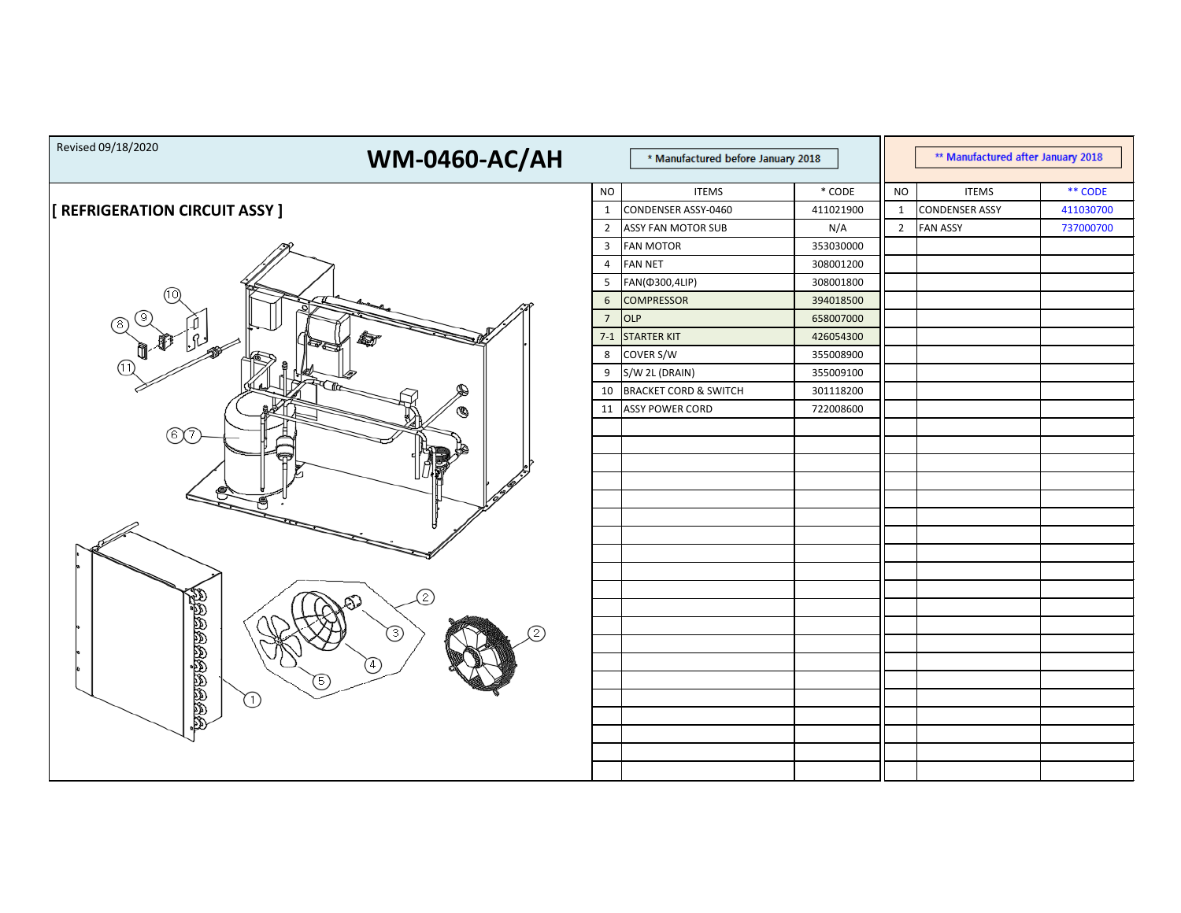Revised 09/18/2020

# WM-0460-AC/AH

## [ REFRIGERATION CIRCUIT ASSY ]

| * Manufactured before January 2018 | | | ** Manufactured after January 2018 | | |
|---|---|---|---|---|---|
| NO | ITEMS | * CODE | NO | ITEMS | ** CODE |
| 1 | CONDENSER ASSY-0460 | 411021900 | 1 | CONDENSER ASSY | 411030700 |
| 2 | ASSY FAN MOTOR SUB | N/A | 2 | FAN ASSY | 737000700 |
| 3 | FAN MOTOR | 353030000 | | | |
| 4 | FAN NET | 308001200 | | | |
| 5 | FAN(Φ300,4LIP) | 308001800 | | | |
| 6 | COMPRESSOR | 394018500 | | | |
| 7 | OLP | 658007000 | | | |
| 7-1 | STARTER KIT | 426054300 | | | |
| 8 | COVER S/W | 355008900 | | | |
| 9 | S/W 2L (DRAIN) | 355009100 | | | |
| 10 | BRACKET CORD & SWITCH | 301118200 | | | |
| 11 | ASSY POWER CORD | 722008600 | | | |